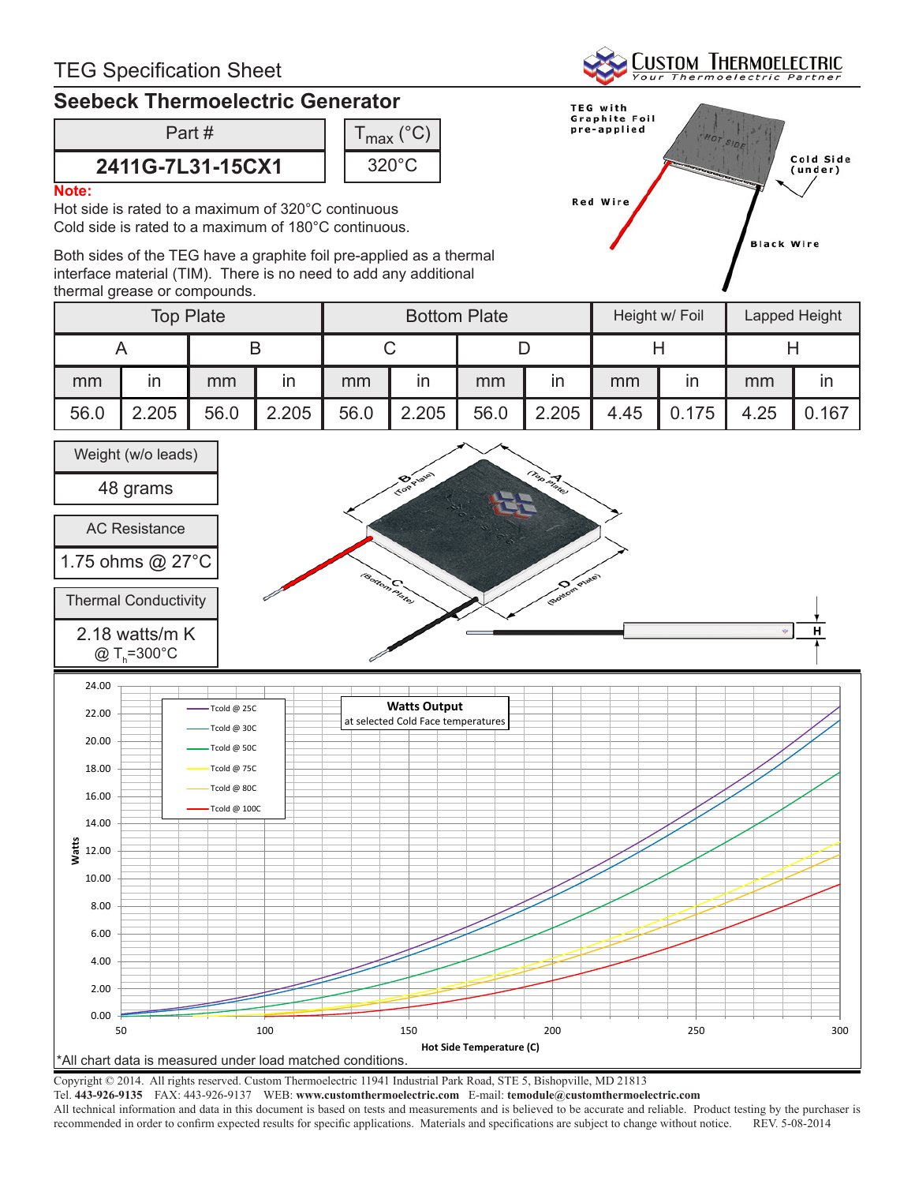# TEG Specification Sheet

## Seebeck Thermoelectric Generator

| Part # | $T_{max}$ (°C) |
|---|---|
| **2411G-7L31-15CX1** | 320°C |

**Note:**
Hot side is rated to a maximum of 320°C continuous
Cold side is rated to a maximum of 180°C continuous.

Both sides of the TEG have a graphite foil pre-applied as a thermal interface material (TIM). There is no need to add any additional thermal grease or compounds.

TEG with Graphite Foil pre-applied

Hot Side

Cold Side (under)

Red Wire

Black Wire

| Top Plate | | | | Bottom Plate | | | | Height w/ Foil | | Lapped Height | |
|---|---|---|---|---|---|---|---|---|---|---|---|
| A | | B | | C | | D | | H | | H | |
| mm | in | mm | in | mm | in | mm | in | mm | in | mm | in |
| 56.0 | 2.205 | 56.0 | 2.205 | 56.0 | 2.205 | 56.0 | 2.205 | 4.45 | 0.175 | 4.25 | 0.167 |

| Weight (w/o leads) |
|---|
| 48 grams |

| AC Resistance |
|---|
| 1.75 ohms @ 27°C |

| Thermal Conductivity |
|---|
| 2.18 watts/m K @ $T_h$=300°C |

**Watts Output** at selected Cold Face temperatures

Legend: Tcold @ 25C, Tcold @ 30C, Tcold @ 50C, Tcold @ 75C, Tcold @ 80C, Tcold @ 100C

Y-axis: Watts (0.00 – 24.00); X-axis: Hot Side Temperature (C) (50 – 300)

*All chart data is measured under load matched conditions.

Copyright © 2014. All rights reserved. Custom Thermoelectric 11941 Industrial Park Road, STE 5, Bishopville, MD 21813
Tel. **443-926-9135** FAX: 443-926-9137 WEB: **www.customthermoelectric.com** E-mail: **temodule@customthermoelectric.com**
All technical information and data in this document is based on tests and measurements and is believed to be accurate and reliable. Product testing by the purchaser is recommended in order to confirm expected results for specific applications. Materials and specifications are subject to change without notice. REV. 5-08-2014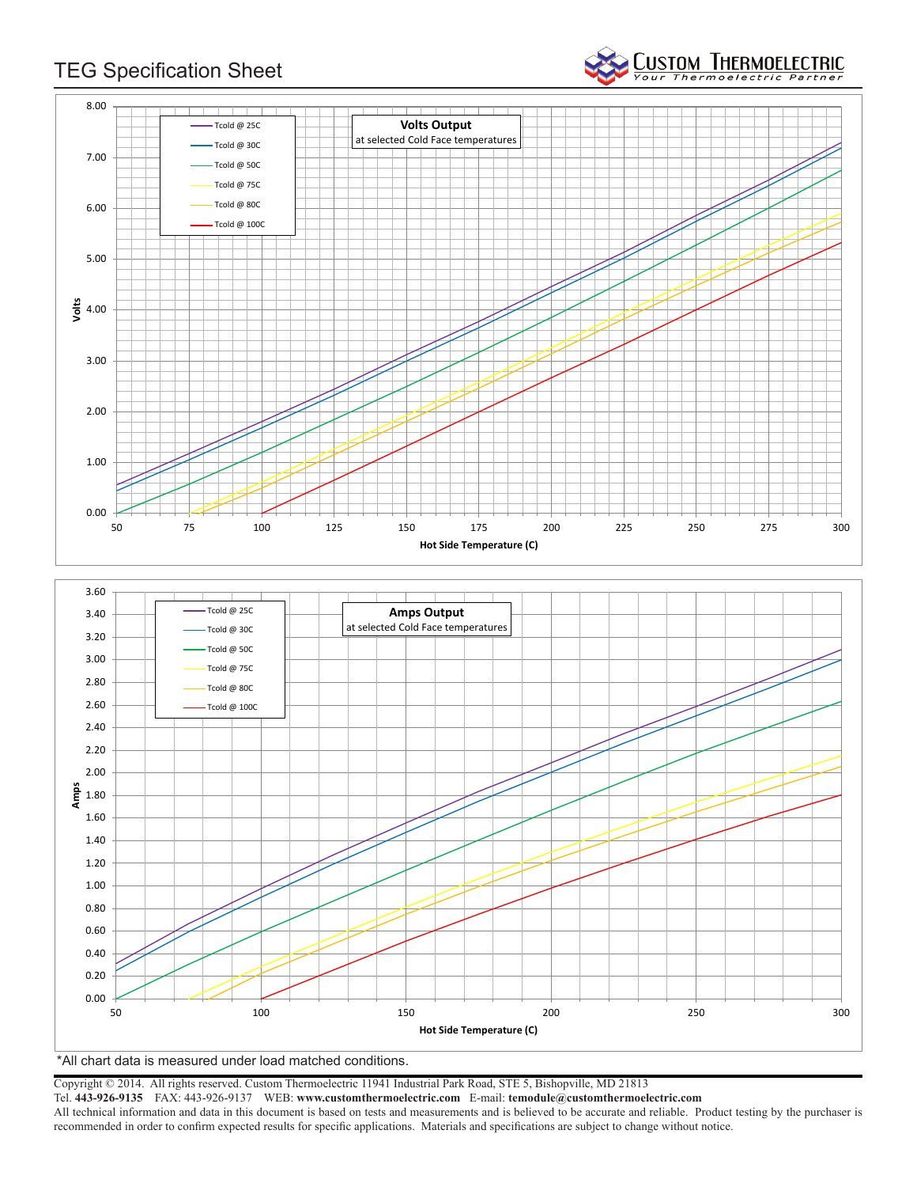# TEG Specification Sheet

**Volts Output**
at selected Cold Face temperatures

Legend: Tcold @ 25C, Tcold @ 30C, Tcold @ 50C, Tcold @ 75C, Tcold @ 80C, Tcold @ 100C

Volts (0.00 – 8.00) vs. Hot Side Temperature (C) (50 – 300)

**Amps Output**
at selected Cold Face temperatures

Legend: Tcold @ 25C, Tcold @ 30C, Tcold @ 50C, Tcold @ 75C, Tcold @ 80C, Tcold @ 100C

Amps (0.00 – 3.60) vs. Hot Side Temperature (C) (50 – 300)

*All chart data is measured under load matched conditions.

Copyright © 2014. All rights reserved. Custom Thermoelectric 11941 Industrial Park Road, STE 5, Bishopville, MD 21813
Tel. **443-926-9135** FAX: 443-926-9137 WEB: **www.customthermoelectric.com** E-mail: **temodule@customthermoelectric.com**
All technical information and data in this document is based on tests and measurements and is believed to be accurate and reliable. Product testing by the purchaser is recommended in order to confirm expected results for specific applications. Materials and specifications are subject to change without notice.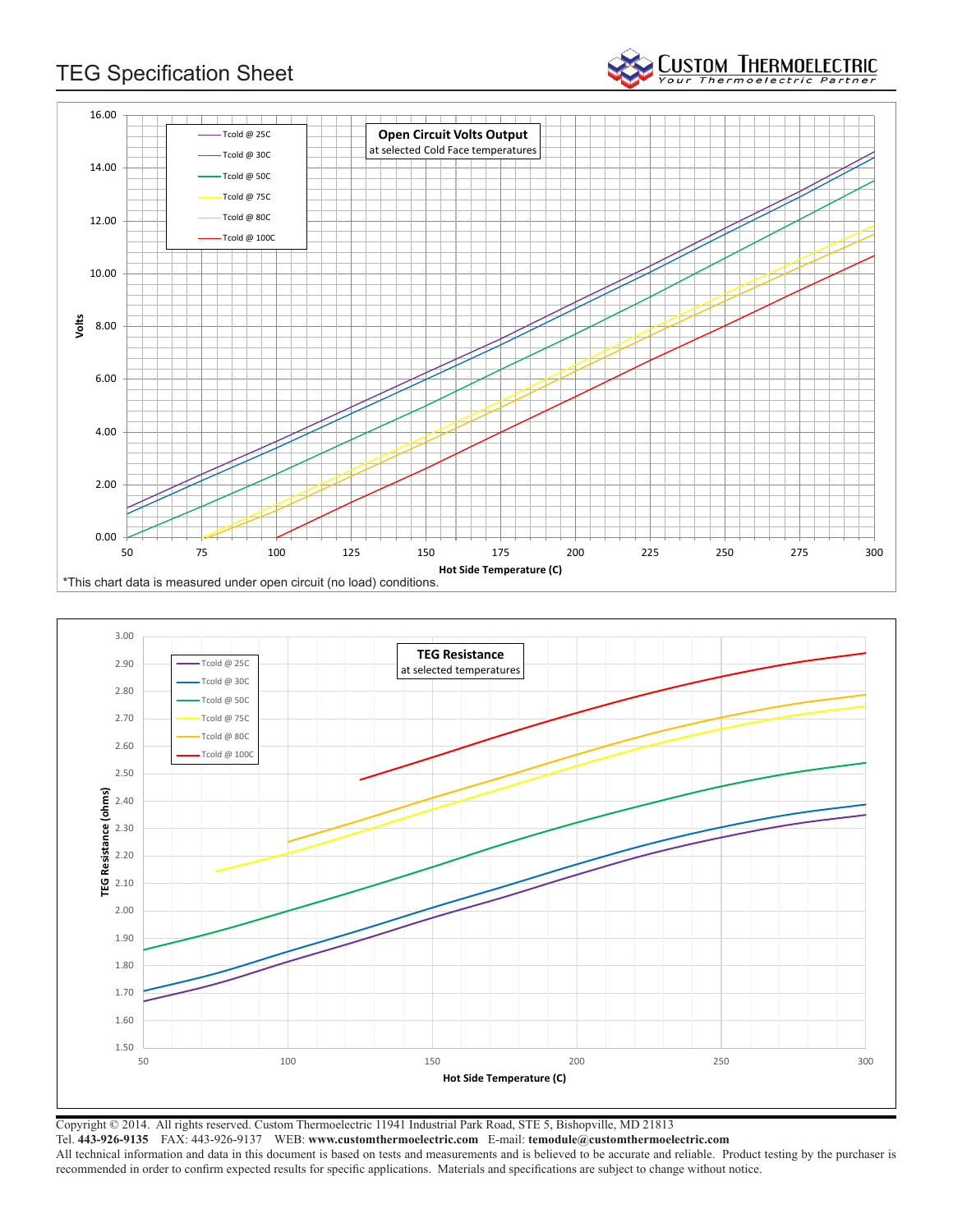# TEG Specification Sheet

**Open Circuit Volts Output**
at selected Cold Face temperatures

Legend: Tcold @ 25C, Tcold @ 30C, Tcold @ 50C, Tcold @ 75C, Tcold @ 80C, Tcold @ 100C

Volts (0.00 – 16.00) vs. Hot Side Temperature (C) (50 – 300)

*This chart data is measured under open circuit (no load) conditions.

**TEG Resistance**
at selected temperatures

Legend: Tcold @ 25C, Tcold @ 30C, Tcold @ 50C, Tcold @ 75C, Tcold @ 80C, Tcold @ 100C

TEG Resistance (ohms) (1.50 – 3.00) vs. Hot Side Temperature (C) (50 – 300)

Copyright © 2014. All rights reserved. Custom Thermoelectric 11941 Industrial Park Road, STE 5, Bishopville, MD 21813
Tel. **443-926-9135** FAX: 443-926-9137 WEB: **www.customthermoelectric.com** E-mail: **temodule@customthermoelectric.com**
All technical information and data in this document is based on tests and measurements and is believed to be accurate and reliable. Product testing by the purchaser is recommended in order to confirm expected results for specific applications. Materials and specifications are subject to change without notice.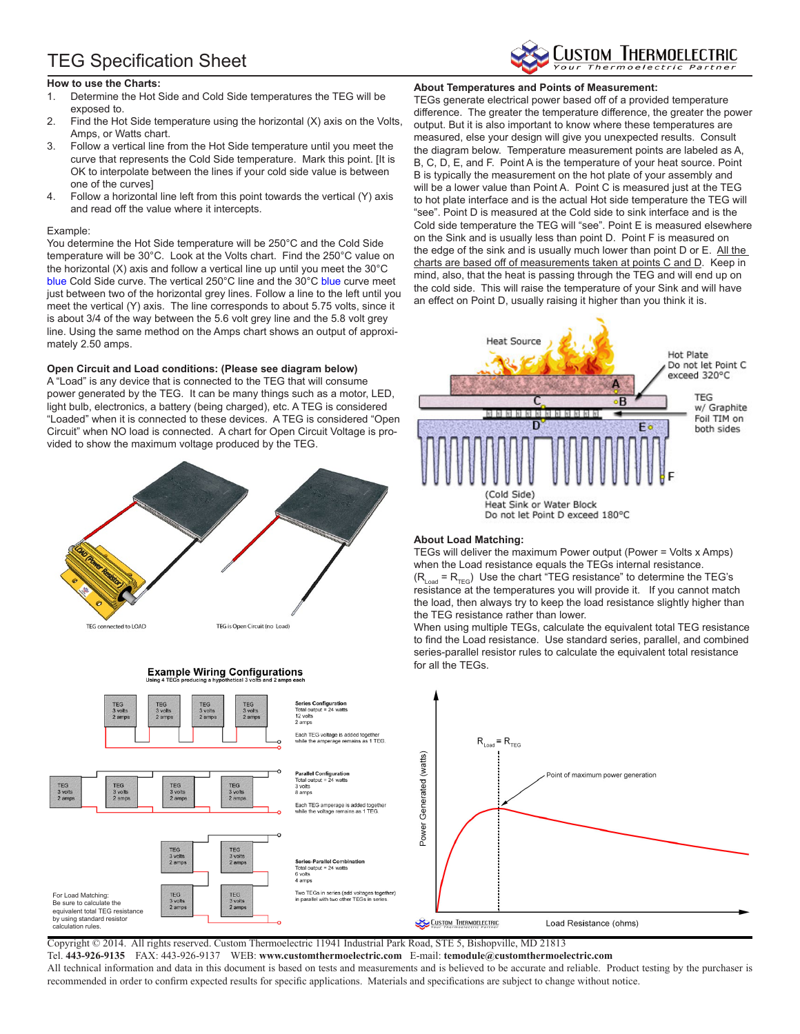# TEG Specification Sheet

CUSTOM THERMOELECTRIC
Your Thermoelectric Partner

**How to use the Charts:**

1. Determine the Hot Side and Cold Side temperatures the TEG will be exposed to.
2. Find the Hot Side temperature using the horizontal (X) axis on the Volts, Amps, or Watts chart.
3. Follow a vertical line from the Hot Side temperature until you meet the curve that represents the Cold Side temperature. Mark this point. [It is OK to interpolate between the lines if your cold side value is between one of the curves]
4. Follow a horizontal line left from this point towards the vertical (Y) axis and read off the value where it intercepts.

Example:
You determine the Hot Side temperature will be 250°C and the Cold Side temperature will be 30°C. Look at the Volts chart. Find the 250°C value on the horizontal (X) axis and follow a vertical line up until you meet the 30°C blue Cold Side curve. The vertical 250°C line and the 30°C blue curve meet just between two of the horizontal grey lines. Follow a line to the left until you meet the vertical (Y) axis. The line corresponds to about 5.75 volts, since it is about 3/4 of the way between the 5.6 volt grey line and the 5.8 volt grey line. Using the same method on the Amps chart shows an output of approximately 2.50 amps.

**Open Circuit and Load conditions: (Please see diagram below)**
A "Load" is any device that is connected to the TEG that will consume power generated by the TEG. It can be many things such as a motor, LED, light bulb, electronics, a battery (being charged), etc. A TEG is considered "Loaded" when it is connected to these devices. A TEG is considered "Open Circuit" when NO load is connected. A chart for Open Circuit Voltage is provided to show the maximum voltage produced by the TEG.

TEG connected to LOAD

TEG is Open Circuit (no Load)

**Example Wiring Configurations**
Using 4 TEGs producing a hypothetical 3 volts and 2 amps each

TEG 3 volts 2 amps

**Series Configuration**
Total output = 24 watts
12 volts
2 amps
Each TEG voltage is added together while the amperage remains as 1 TEG.

**Parallel Configuration**
Total output = 24 watts
3 volts
8 amps
Each TEG amperage is added together while the voltage remains as 1 TEG.

**Series-Parallel Combination**
Total output = 24 watts
6 volts
4 amps
Two TEGs in series (add voltages together) in parallel with two other TEGs in series.

For Load Matching: Be sure to calculate the equivalent total TEG resistance by using standard resistor calculation rules.

**About Temperatures and Points of Measurement:**
TEGs generate electrical power based off of a provided temperature difference. The greater the temperature difference, the greater the power output. But it is also important to know where these temperatures are measured, else your design will give you unexpected results. Consult the diagram below. Temperature measurement points are labeled as A, B, C, D, E, and F. Point A is the temperature of your heat source. Point B is typically the measurement on the hot plate of your assembly and will be a lower value than Point A. Point C is measured just at the TEG to hot plate interface and is the actual Hot side temperature the TEG will "see". Point D is measured at the Cold side to sink interface and is the Cold side temperature the TEG will "see". Point E is measured elsewhere on the Sink and is usually less than point D. Point F is measured on the edge of the sink and is usually much lower than point D or E. All the charts are based off of measurements taken at points C and D. Keep in mind, also, that the heat is passing through the TEG and will end up on the cold side. This will raise the temperature of your Sink and will have an effect on Point D, usually raising it higher than you think it is.

Heat Source

Hot Plate
Do not let Point C exceed 320°C

A
B
C
D
E
F

TEG w/ Graphite Foil TIM on both sides

(Cold Side)
Heat Sink or Water Block
Do not let Point D exceed 180°C

**About Load Matching:**
TEGs will deliver the maximum Power output (Power = Volts x Amps) when the Load resistance equals the TEGs internal resistance. ($R_{Load} = R_{TEG}$) Use the chart "TEG resistance" to determine the TEG's resistance at the temperatures you will provide it. If you cannot match the load, then always try to keep the load resistance slightly higher than the TEG resistance rather than lower.
When using multiple TEGs, calculate the equivalent total TEG resistance to find the Load resistance. Use standard series, parallel, and combined series-parallel resistor rules to calculate the equivalent total resistance for all the TEGs.

$R_{Load} = R_{TEG}$

Point of maximum power generation

Power Generated (watts)

Load Resistance (ohms)

Copyright © 2014. All rights reserved. Custom Thermoelectric 11941 Industrial Park Road, STE 5, Bishopville, MD 21813
Tel. **443-926-9135** FAX: 443-926-9137 WEB: **www.customthermoelectric.com** E-mail: **temodule@customthermoelectric.com**
All technical information and data in this document is based on tests and measurements and is believed to be accurate and reliable. Product testing by the purchaser is recommended in order to confirm expected results for specific applications. Materials and specifications are subject to change without notice.